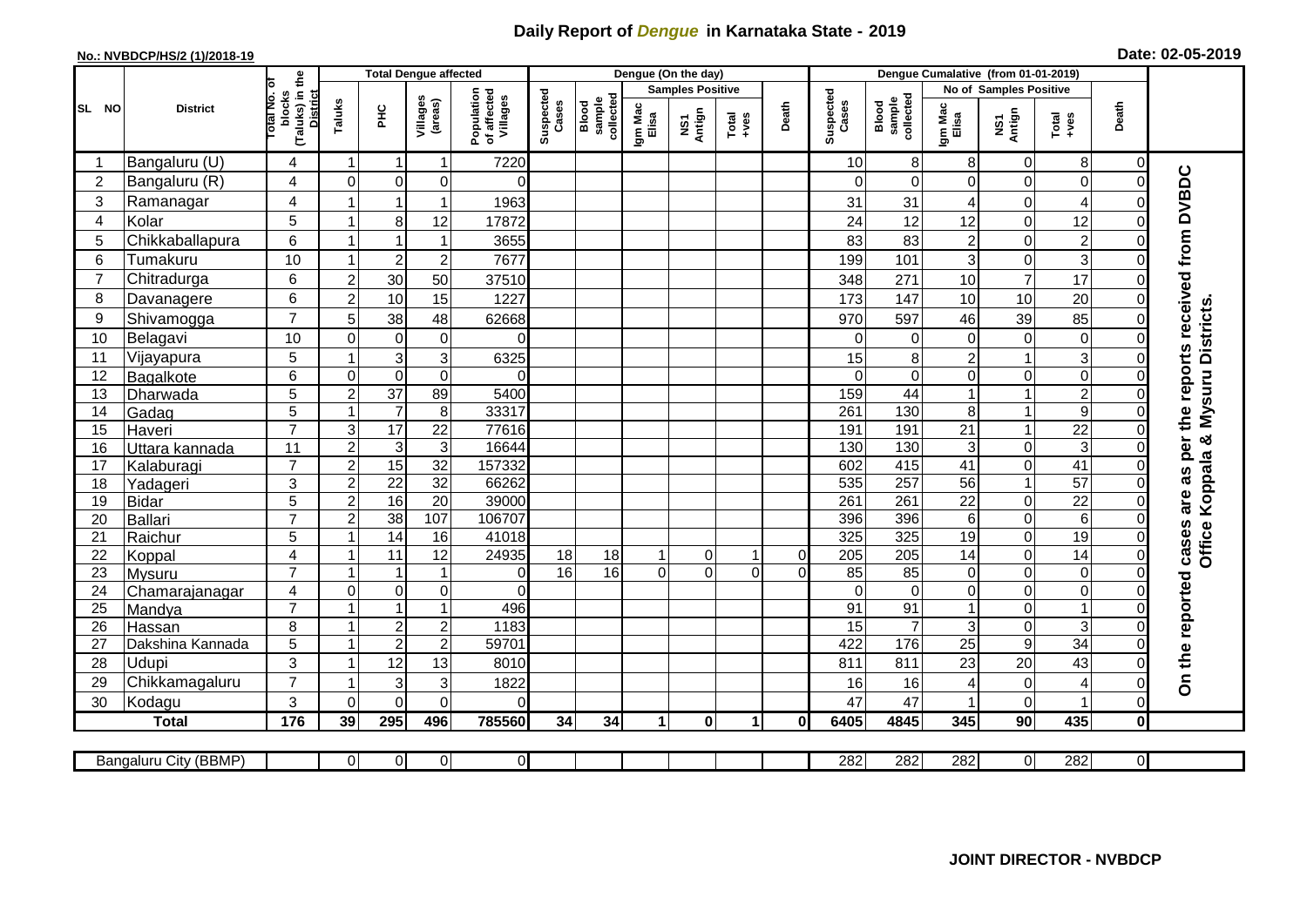# Daily Report of *Dengue* in Karnataka State - 2019

**No.: NVBDCP/HS/2 (1)/2018-19**

**Date: 02-05-2019**

| SL NO | District | Total No. of blocks (Taluks) in the District | Total Dengue affected | | | | Dengue (On the day) | | | | | | Dengue Cumalative (from 01-01-2019) | | | | | | |
|---|---|---|---|---|---|---|---|---|---|---|---|---|---|---|---|---|---|---|---|
| | | | | | | | | | Samples Positive | | | | | | No of Samples Positive | | | | |
| | | | Taluks | PHC | Villages (areas) | Population of affected Villages | Suspected Cases | Blood sample collected | Igm Mac Elisa | NS1 Antign | Total +ves | Death | Suspected Cases | Blood sample collected | Igm Mac Elisa | NS1 Antign | Total +ves | Death | |
| 1 | Bangaluru (U) | 4 | 1 | 1 | 1 | 7220 | | | | | | | 10 | 8 | 8 | 0 | 8 | 0 | On the reported cases are as per the reports received from DVBDC Office Koppala & Mysuru Districts. |
| 2 | Bangaluru (R) | 4 | 0 | 0 | 0 | 0 | | | | | | | 0 | 0 | 0 | 0 | 0 | 0 | |
| 3 | Ramanagar | 4 | 1 | 1 | 1 | 1963 | | | | | | | 31 | 31 | 4 | 0 | 4 | 0 | |
| 4 | Kolar | 5 | 1 | 8 | 12 | 17872 | | | | | | | 24 | 12 | 12 | 0 | 12 | 0 | |
| 5 | Chikkaballapura | 6 | 1 | 1 | 1 | 3655 | | | | | | | 83 | 83 | 2 | 0 | 2 | 0 | |
| 6 | Tumakuru | 10 | 1 | 2 | 2 | 7677 | | | | | | | 199 | 101 | 3 | 0 | 3 | 0 | |
| 7 | Chitradurga | 6 | 2 | 30 | 50 | 37510 | | | | | | | 348 | 271 | 10 | 7 | 17 | 0 | |
| 8 | Davanagere | 6 | 2 | 10 | 15 | 1227 | | | | | | | 173 | 147 | 10 | 10 | 20 | 0 | |
| 9 | Shivamogga | 7 | 5 | 38 | 48 | 62668 | | | | | | | 970 | 597 | 46 | 39 | 85 | 0 | |
| 10 | Belagavi | 10 | 0 | 0 | 0 | 0 | | | | | | | 0 | 0 | 0 | 0 | 0 | 0 | |
| 11 | Vijayapura | 5 | 1 | 3 | 3 | 6325 | | | | | | | 15 | 8 | 2 | 1 | 3 | 0 | |
| 12 | Bagalkote | 6 | 0 | 0 | 0 | 0 | | | | | | | 0 | 0 | 0 | 0 | 0 | 0 | |
| 13 | Dharwada | 5 | 2 | 37 | 89 | 5400 | | | | | | | 159 | 44 | 1 | 1 | 2 | 0 | |
| 14 | Gadag | 5 | 1 | 7 | 8 | 33317 | | | | | | | 261 | 130 | 8 | 1 | 9 | 0 | |
| 15 | Haveri | 7 | 3 | 17 | 22 | 77616 | | | | | | | 191 | 191 | 21 | 1 | 22 | 0 | |
| 16 | Uttara kannada | 11 | 2 | 3 | 3 | 16644 | | | | | | | 130 | 130 | 3 | 0 | 3 | 0 | |
| 17 | Kalaburagi | 7 | 2 | 15 | 32 | 157332 | | | | | | | 602 | 415 | 41 | 0 | 41 | 0 | |
| 18 | Yadageri | 3 | 2 | 22 | 32 | 66262 | | | | | | | 535 | 257 | 56 | 1 | 57 | 0 | |
| 19 | Bidar | 5 | 2 | 16 | 20 | 39000 | | | | | | | 261 | 261 | 22 | 0 | 22 | 0 | |
| 20 | Ballari | 7 | 2 | 38 | 107 | 106707 | | | | | | | 396 | 396 | 6 | 0 | 6 | 0 | |
| 21 | Raichur | 5 | 1 | 14 | 16 | 41018 | | | | | | | 325 | 325 | 19 | 0 | 19 | 0 | |
| 22 | Koppal | 4 | 1 | 11 | 12 | 24935 | 18 | 18 | 1 | 0 | 1 | 0 | 205 | 205 | 14 | 0 | 14 | 0 | |
| 23 | Mysuru | 7 | 1 | 1 | 1 | 0 | 16 | 16 | 0 | 0 | 0 | 0 | 85 | 85 | 0 | 0 | 0 | 0 | |
| 24 | Chamarajanagar | 4 | 0 | 0 | 0 | 0 | | | | | | | 0 | 0 | 0 | 0 | 0 | 0 | |
| 25 | Mandya | 7 | 1 | 1 | 1 | 496 | | | | | | | 91 | 91 | 1 | 0 | 1 | 0 | |
| 26 | Hassan | 8 | 1 | 2 | 2 | 1183 | | | | | | | 15 | 7 | 3 | 0 | 3 | 0 | |
| 27 | Dakshina Kannada | 5 | 1 | 2 | 2 | 59701 | | | | | | | 422 | 176 | 25 | 9 | 34 | 0 | |
| 28 | Udupi | 3 | 1 | 12 | 13 | 8010 | | | | | | | 811 | 811 | 23 | 20 | 43 | 0 | |
| 29 | Chikkamagaluru | 7 | 1 | 3 | 3 | 1822 | | | | | | | 16 | 16 | 4 | 0 | 4 | 0 | |
| 30 | Kodagu | 3 | 0 | 0 | 0 | 0 | | | | | | | 47 | 47 | 1 | 0 | 1 | 0 | |
| | **Total** | **176** | **39** | **295** | **496** | **785560** | **34** | **34** | **1** | **0** | **1** | **0** | **6405** | **4845** | **345** | **90** | **435** | **0** | |

| Bangaluru City (BBMP) | | 0 | 0 | 0 | 0 | | | | | | | 282 | 282 | 282 | 0 | 282 | 0 | |
|---|---|---|---|---|---|---|---|---|---|---|---|---|---|---|---|---|---|---|

**JOINT DIRECTOR - NVBDCP**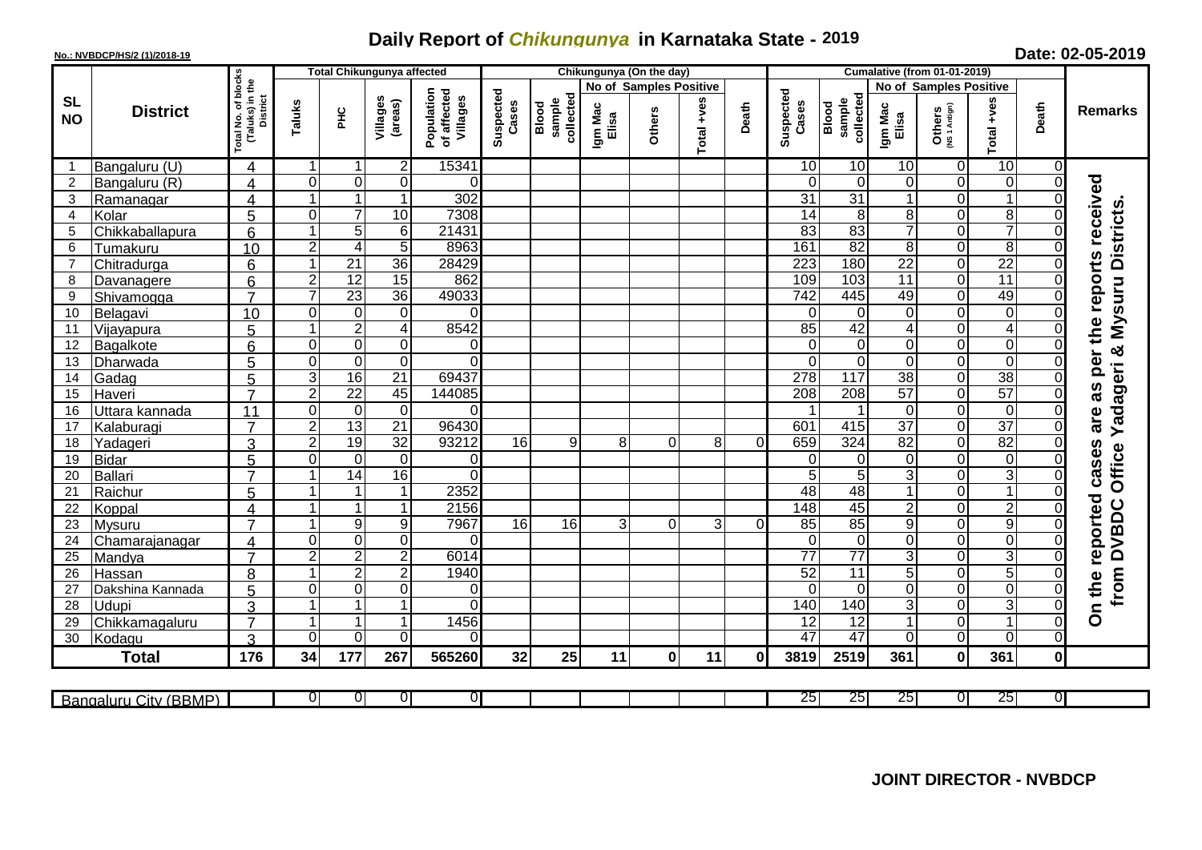# Daily Report of *Chikungunya* in Karnataka State - 2019

**No.: NVBDCP/HS/2 (1)/2018-19**

**Date: 02-05-2019**

| SL NO | District | Total No. of blocks (Taluks) in the District | Total Chikungunya affected | | | | Chikungunya (On the day) | | | | | | | Cumalative (from 01-01-2019) | | | | | | Remarks |
|---|---|---|---|---|---|---|---|---|---|---|---|---|---|---|---|---|---|---|---|---|
| | | | Taluks | PHC | Villages (areas) | Population of affected Villages | Suspected Cases | Blood sample collected | No of Samples Positive | | | Death | Suspected Cases | Blood sample collected | No of Samples Positive | | | Death | |
| | | | | | | | | | Igm Mac Elisa | Others | Total +ves | | | | Igm Mac Elisa | Others (NS 1 Antign) | Total +ves | | |
| 1 | Bangaluru (U) | 4 | 1 | 1 | 2 | 15341 | | | | | | | 10 | 10 | 10 | 0 | 10 | 0 | On the reported cases are as per the reports received from DVBDC Office Yadageri & Mysuru Districts. |
| 2 | Bangaluru (R) | 4 | 0 | 0 | 0 | 0 | | | | | | | 0 | 0 | 0 | 0 | 0 | 0 | |
| 3 | Ramanagar | 4 | 1 | 1 | 1 | 302 | | | | | | | 31 | 31 | 1 | 0 | 1 | 0 | |
| 4 | Kolar | 5 | 0 | 7 | 10 | 7308 | | | | | | | 14 | 8 | 8 | 0 | 8 | 0 | |
| 5 | Chikkaballapura | 6 | 1 | 5 | 6 | 21431 | | | | | | | 83 | 83 | 7 | 0 | 7 | 0 | |
| 6 | Tumakuru | 10 | 2 | 4 | 5 | 8963 | | | | | | | 161 | 82 | 8 | 0 | 8 | 0 | |
| 7 | Chitradurga | 6 | 1 | 21 | 36 | 28429 | | | | | | | 223 | 180 | 22 | 0 | 22 | 0 | |
| 8 | Davanagere | 6 | 2 | 12 | 15 | 862 | | | | | | | 109 | 103 | 11 | 0 | 11 | 0 | |
| 9 | Shivamogga | 7 | 7 | 23 | 36 | 49033 | | | | | | | 742 | 445 | 49 | 0 | 49 | 0 | |
| 10 | Belagavi | 10 | 0 | 0 | 0 | 0 | | | | | | | 0 | 0 | 0 | 0 | 0 | 0 | |
| 11 | Vijayapura | 5 | 1 | 2 | 4 | 8542 | | | | | | | 85 | 42 | 4 | 0 | 4 | 0 | |
| 12 | Bagalkote | 6 | 0 | 0 | 0 | 0 | | | | | | | 0 | 0 | 0 | 0 | 0 | 0 | |
| 13 | Dharwada | 5 | 0 | 0 | 0 | 0 | | | | | | | 0 | 0 | 0 | 0 | 0 | 0 | |
| 14 | Gadag | 5 | 3 | 16 | 21 | 69437 | | | | | | | 278 | 117 | 38 | 0 | 38 | 0 | |
| 15 | Haveri | 7 | 2 | 22 | 45 | 144085 | | | | | | | 208 | 208 | 57 | 0 | 57 | 0 | |
| 16 | Uttara kannada | 11 | 0 | 0 | 0 | 0 | | | | | | | 1 | 1 | 0 | 0 | 0 | 0 | |
| 17 | Kalaburagi | 7 | 2 | 13 | 21 | 96430 | | | | | | | 601 | 415 | 37 | 0 | 37 | 0 | |
| 18 | Yadageri | 3 | 2 | 19 | 32 | 93212 | 16 | 9 | 8 | 0 | 8 | 0 | 659 | 324 | 82 | 0 | 82 | 0 | |
| 19 | Bidar | 5 | 0 | 0 | 0 | 0 | | | | | | | 0 | 0 | 0 | 0 | 0 | 0 | |
| 20 | Ballari | 7 | 1 | 14 | 16 | 0 | | | | | | | 5 | 5 | 3 | 0 | 3 | 0 | |
| 21 | Raichur | 5 | 1 | 1 | 1 | 2352 | | | | | | | 48 | 48 | 1 | 0 | 1 | 0 | |
| 22 | Koppal | 4 | 1 | 1 | 1 | 2156 | | | | | | | 148 | 45 | 2 | 0 | 2 | 0 | |
| 23 | Mysuru | 7 | 1 | 9 | 9 | 7967 | 16 | 16 | 3 | 0 | 3 | 0 | 85 | 85 | 9 | 0 | 9 | 0 | |
| 24 | Chamarajanagar | 4 | 0 | 0 | 0 | 0 | | | | | | | 0 | 0 | 0 | 0 | 0 | 0 | |
| 25 | Mandya | 7 | 2 | 2 | 2 | 6014 | | | | | | | 77 | 77 | 3 | 0 | 3 | 0 | |
| 26 | Hassan | 8 | 1 | 2 | 2 | 1940 | | | | | | | 52 | 11 | 5 | 0 | 5 | 0 | |
| 27 | Dakshina Kannada | 5 | 0 | 0 | 0 | 0 | | | | | | | 0 | 0 | 0 | 0 | 0 | 0 | |
| 28 | Udupi | 3 | 1 | 1 | 1 | 0 | | | | | | | 140 | 140 | 3 | 0 | 3 | 0 | |
| 29 | Chikkamagaluru | 7 | 1 | 1 | 1 | 1456 | | | | | | | 12 | 12 | 1 | 0 | 1 | 0 | |
| 30 | Kodagu | 3 | 0 | 0 | 0 | 0 | | | | | | | 47 | 47 | 0 | 0 | 0 | 0 | |
| **Total** | | **176** | **34** | **177** | **267** | **565260** | **32** | **25** | **11** | **0** | **11** | **0** | **3819** | **2519** | **361** | **0** | **361** | **0** | |

| | | | | | | | | | | | | | | | | | | | | |
|---|---|---|---|---|---|---|---|---|---|---|---|---|---|---|---|---|---|---|---|---|
| Bangaluru City (BBMP) | | | 0 | 0 | 0 | 0 | | | | | | | 25 | 25 | 25 | 0 | 25 | 0 | |

**JOINT DIRECTOR - NVBDCP**